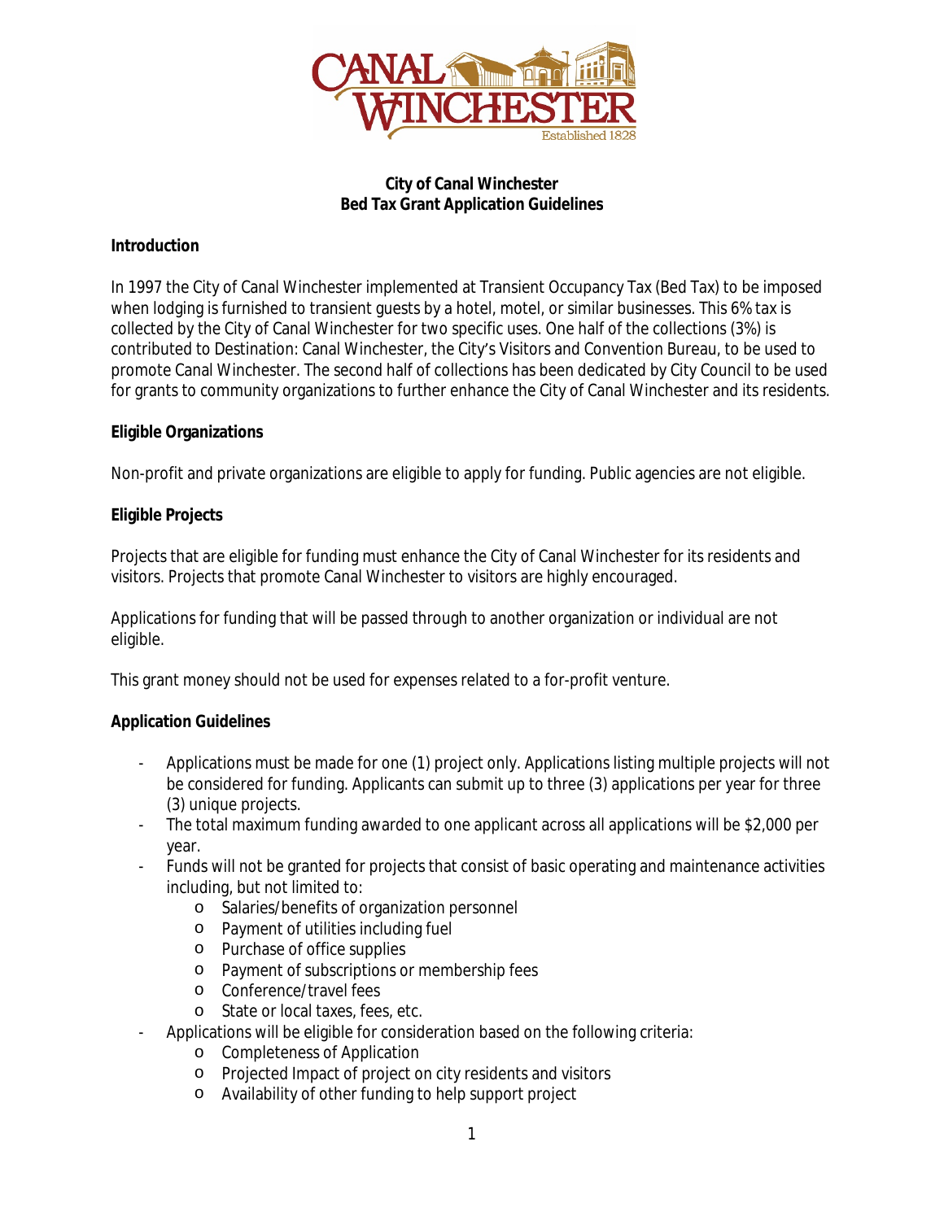**City of Canal Winchester**
**Bed Tax Grant Application Guidelines**

**Introduction**

In 1997 the City of Canal Winchester implemented at Transient Occupancy Tax (Bed Tax) to be imposed when lodging is furnished to transient guests by a hotel, motel, or similar businesses. This 6% tax is collected by the City of Canal Winchester for two specific uses. One half of the collections (3%) is contributed to Destination: Canal Winchester, the City's Visitors and Convention Bureau, to be used to promote Canal Winchester. The second half of collections has been dedicated by City Council to be used for grants to community organizations to further enhance the City of Canal Winchester and its residents.

**Eligible Organizations**

Non-profit and private organizations are eligible to apply for funding. Public agencies are not eligible.

**Eligible Projects**

Projects that are eligible for funding must enhance the City of Canal Winchester for its residents and visitors. Projects that promote Canal Winchester to visitors are highly encouraged.

Applications for funding that will be passed through to another organization or individual are not eligible.

This grant money should not be used for expenses related to a for-profit venture.

**Application Guidelines**

- Applications must be made for one (1) project only. Applications listing multiple projects will not be considered for funding. Applicants can submit up to three (3) applications per year for three (3) unique projects.
- The total maximum funding awarded to one applicant across all applications will be $2,000 per year.
- Funds will not be granted for projects that consist of basic operating and maintenance activities including, but not limited to:
    - Salaries/benefits of organization personnel
    - Payment of utilities including fuel
    - Purchase of office supplies
    - Payment of subscriptions or membership fees
    - Conference/travel fees
    - State or local taxes, fees, etc.
- Applications will be eligible for consideration based on the following criteria:
    - Completeness of Application
    - Projected Impact of project on city residents and visitors
    - Availability of other funding to help support project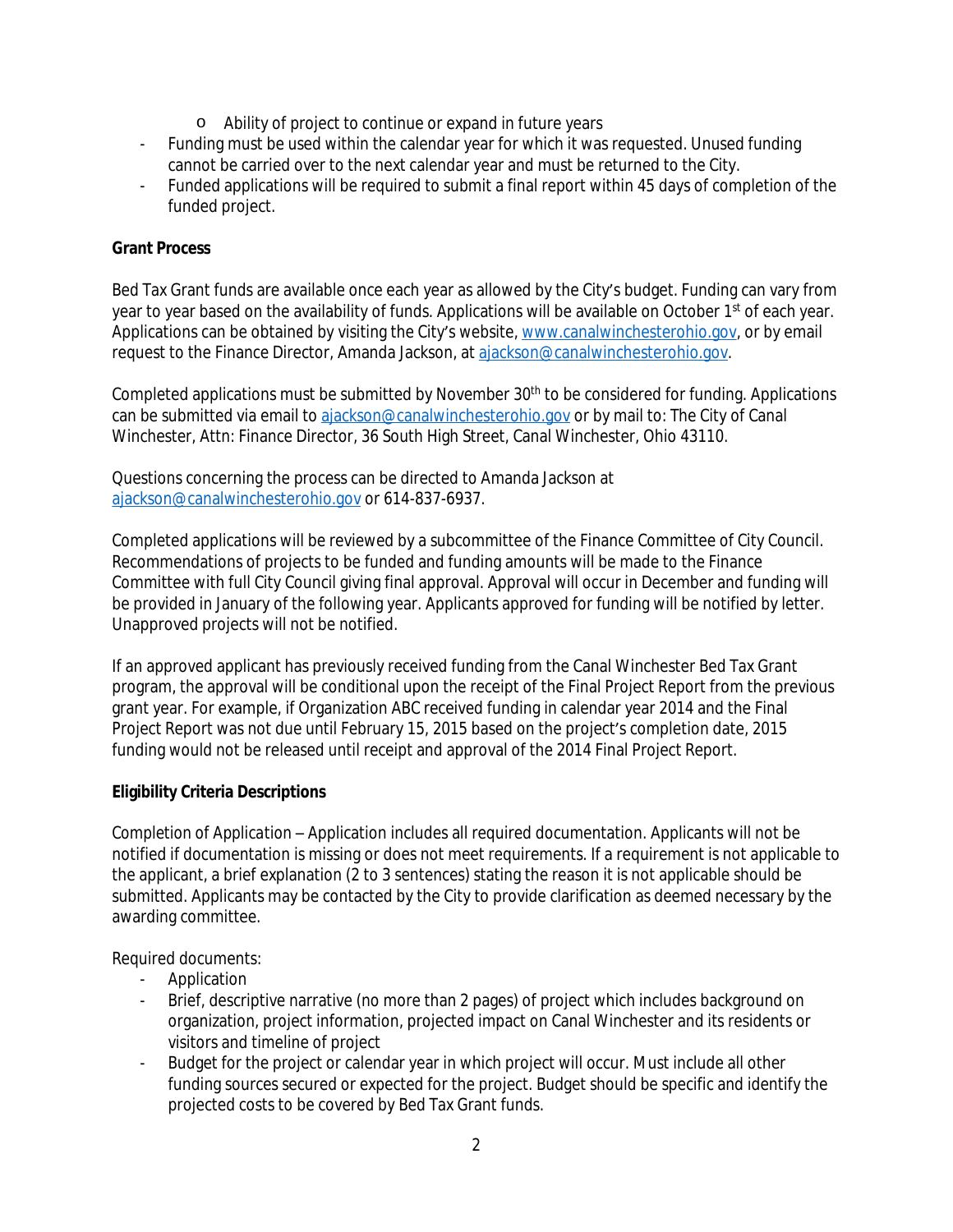- Ability of project to continue or expand in future years
- Funding must be used within the calendar year for which it was requested. Unused funding cannot be carried over to the next calendar year and must be returned to the City.
- Funded applications will be required to submit a final report within 45 days of completion of the funded project.

**Grant Process**

Bed Tax Grant funds are available once each year as allowed by the City's budget. Funding can vary from year to year based on the availability of funds. Applications will be available on October 1st of each year. Applications can be obtained by visiting the City's website, [www.canalwinchesterohio.gov](http://www.canalwinchesterohio.gov), or by email request to the Finance Director, Amanda Jackson, at [ajackson@canalwinchesterohio.gov](mailto:ajackson@canalwinchesterohio.gov).

Completed applications must be submitted by November 30th to be considered for funding. Applications can be submitted via email to [ajackson@canalwinchesterohio.gov](mailto:ajackson@canalwinchesterohio.gov) or by mail to: The City of Canal Winchester, Attn: Finance Director, 36 South High Street, Canal Winchester, Ohio 43110.

Questions concerning the process can be directed to Amanda Jackson at [ajackson@canalwinchesterohio.gov](mailto:ajackson@canalwinchesterohio.gov) or 614-837-6937.

Completed applications will be reviewed by a subcommittee of the Finance Committee of City Council. Recommendations of projects to be funded and funding amounts will be made to the Finance Committee with full City Council giving final approval. Approval will occur in December and funding will be provided in January of the following year. Applicants approved for funding will be notified by letter. Unapproved projects will not be notified.

If an approved applicant has previously received funding from the Canal Winchester Bed Tax Grant program, the approval will be conditional upon the receipt of the Final Project Report from the previous grant year. For example, if Organization ABC received funding in calendar year 2014 and the Final Project Report was not due until February 15, 2015 based on the project's completion date, 2015 funding would not be released until receipt and approval of the 2014 Final Project Report.

**Eligibility Criteria Descriptions**

Completion of Application – Application includes all required documentation. Applicants will not be notified if documentation is missing or does not meet requirements. If a requirement is not applicable to the applicant, a brief explanation (2 to 3 sentences) stating the reason it is not applicable should be submitted. Applicants may be contacted by the City to provide clarification as deemed necessary by the awarding committee.

Required documents:

- Application
- Brief, descriptive narrative (no more than 2 pages) of project which includes background on organization, project information, projected impact on Canal Winchester and its residents or visitors and timeline of project
- Budget for the project or calendar year in which project will occur. Must include all other funding sources secured or expected for the project. Budget should be specific and identify the projected costs to be covered by Bed Tax Grant funds.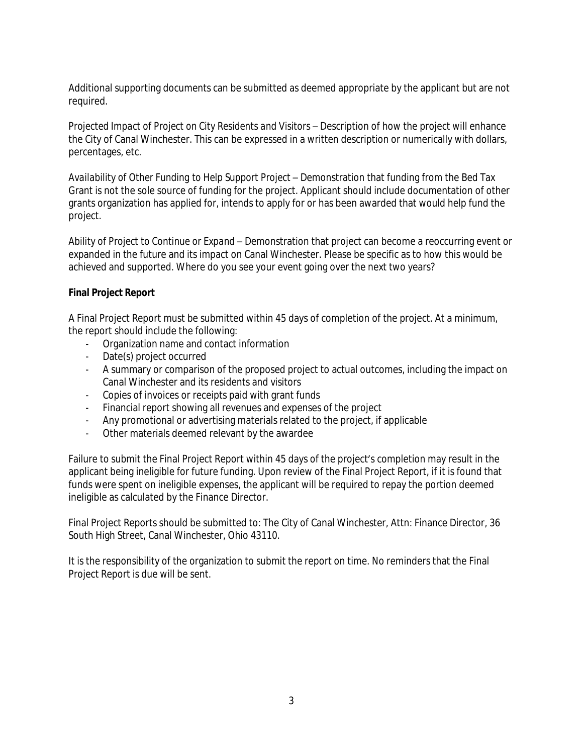Additional supporting documents can be submitted as deemed appropriate by the applicant but are not required.

*Projected Impact of Project on City Residents and Visitors* – Description of how the project will enhance the City of Canal Winchester. This can be expressed in a written description or numerically with dollars, percentages, etc.

*Availability of Other Funding to Help Support Project* – Demonstration that funding from the Bed Tax Grant is not the sole source of funding for the project. Applicant should include documentation of other grants organization has applied for, intends to apply for or has been awarded that would help fund the project.

*Ability of Project to Continue or Expand* – Demonstration that project can become a reoccurring event or expanded in the future and its impact on Canal Winchester. Please be specific as to how this would be achieved and supported. Where do you see your event going over the next two years?

**Final Project Report**

A Final Project Report must be submitted within 45 days of completion of the project. At a minimum, the report should include the following:

- Organization name and contact information
- Date(s) project occurred
- A summary or comparison of the proposed project to actual outcomes, including the impact on Canal Winchester and its residents and visitors
- Copies of invoices or receipts paid with grant funds
- Financial report showing all revenues and expenses of the project
- Any promotional or advertising materials related to the project, if applicable
- Other materials deemed relevant by the awardee

Failure to submit the Final Project Report within 45 days of the project's completion may result in the applicant being ineligible for future funding. Upon review of the Final Project Report, if it is found that funds were spent on ineligible expenses, the applicant will be required to repay the portion deemed ineligible as calculated by the Finance Director.

Final Project Reports should be submitted to: The City of Canal Winchester, Attn: Finance Director, 36 South High Street, Canal Winchester, Ohio 43110.

It is the responsibility of the organization to submit the report on time. No reminders that the Final Project Report is due will be sent.